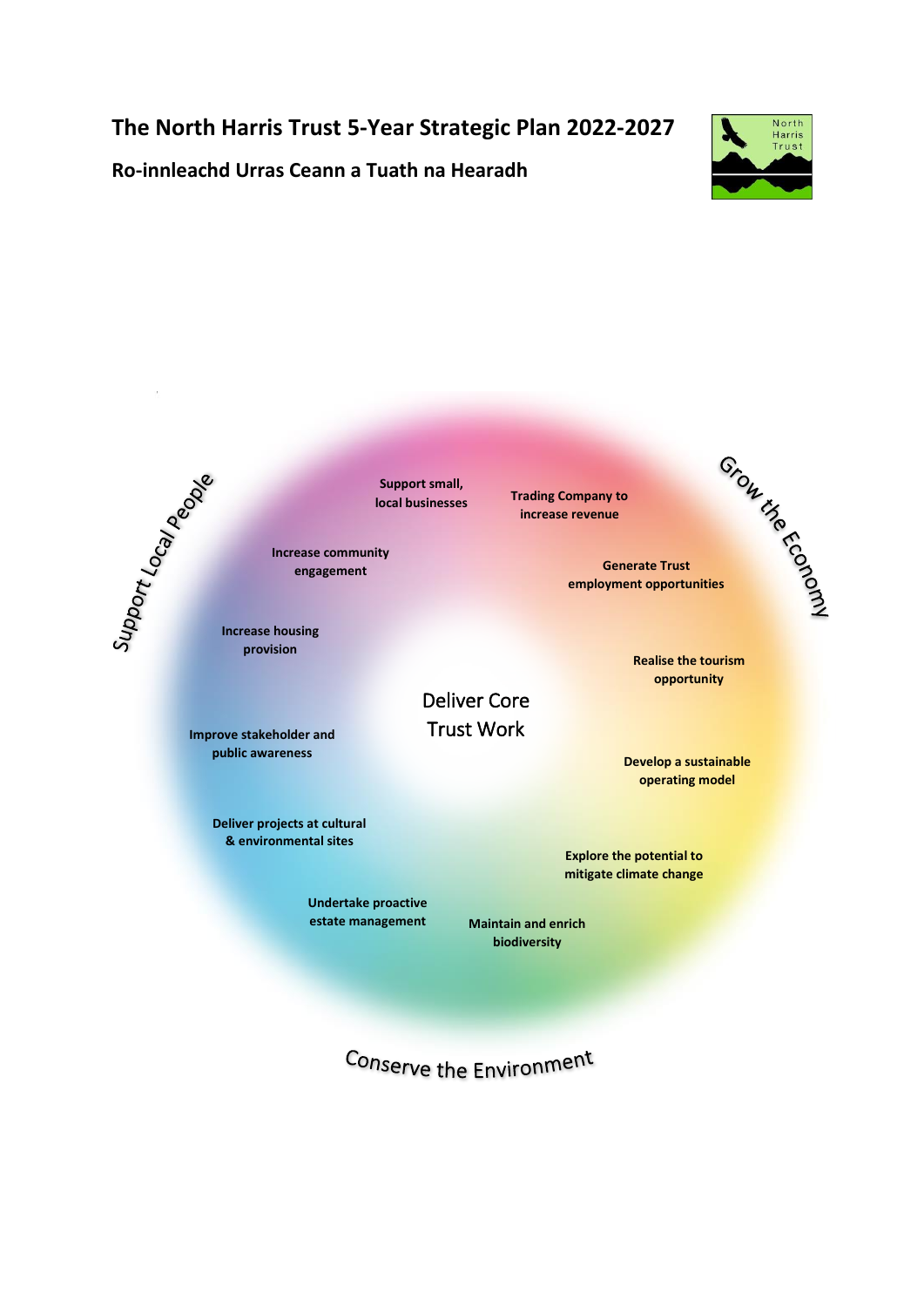# The North Harris Trust 5-Year Strategic Plan 2022-2027

## Ro-innleachd Urras Ceann a Tuath na Hearadh

North Harris Trust

Support Local People

Grow the Economy

Conserve the Environment

Deliver Core Trust Work

- Support small, local businesses
- Trading Company to increase revenue
- Generate Trust employment opportunities
- Realise the tourism opportunity
- Develop a sustainable operating model
- Explore the potential to mitigate climate change
- Maintain and enrich biodiversity
- Undertake proactive estate management
- Deliver projects at cultural & environmental sites
- Improve stakeholder and public awareness
- Increase housing provision
- Increase community engagement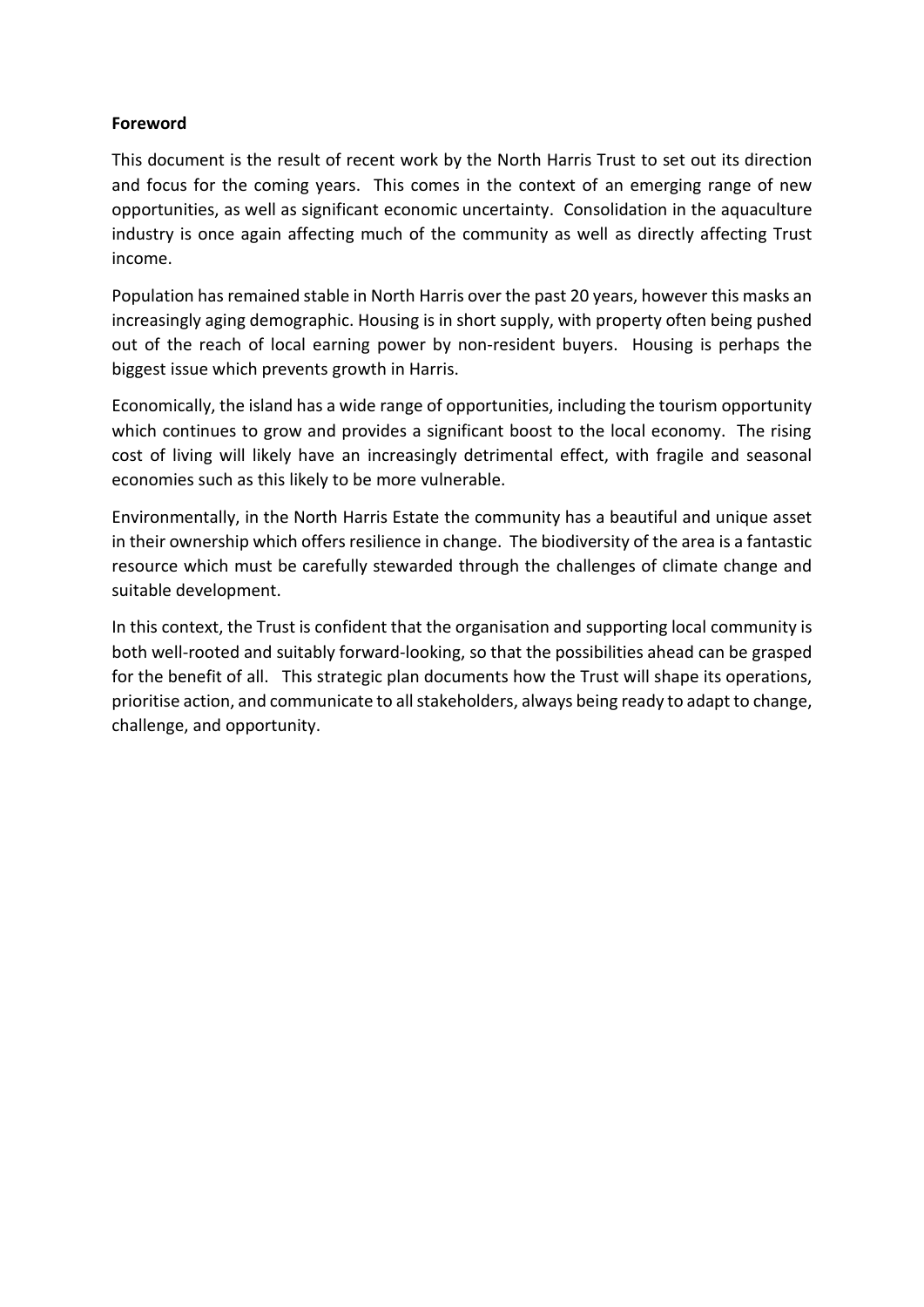**Foreword**

This document is the result of recent work by the North Harris Trust to set out its direction and focus for the coming years. This comes in the context of an emerging range of new opportunities, as well as significant economic uncertainty. Consolidation in the aquaculture industry is once again affecting much of the community as well as directly affecting Trust income.

Population has remained stable in North Harris over the past 20 years, however this masks an increasingly aging demographic. Housing is in short supply, with property often being pushed out of the reach of local earning power by non-resident buyers. Housing is perhaps the biggest issue which prevents growth in Harris.

Economically, the island has a wide range of opportunities, including the tourism opportunity which continues to grow and provides a significant boost to the local economy. The rising cost of living will likely have an increasingly detrimental effect, with fragile and seasonal economies such as this likely to be more vulnerable.

Environmentally, in the North Harris Estate the community has a beautiful and unique asset in their ownership which offers resilience in change. The biodiversity of the area is a fantastic resource which must be carefully stewarded through the challenges of climate change and suitable development.

In this context, the Trust is confident that the organisation and supporting local community is both well-rooted and suitably forward-looking, so that the possibilities ahead can be grasped for the benefit of all. This strategic plan documents how the Trust will shape its operations, prioritise action, and communicate to all stakeholders, always being ready to adapt to change, challenge, and opportunity.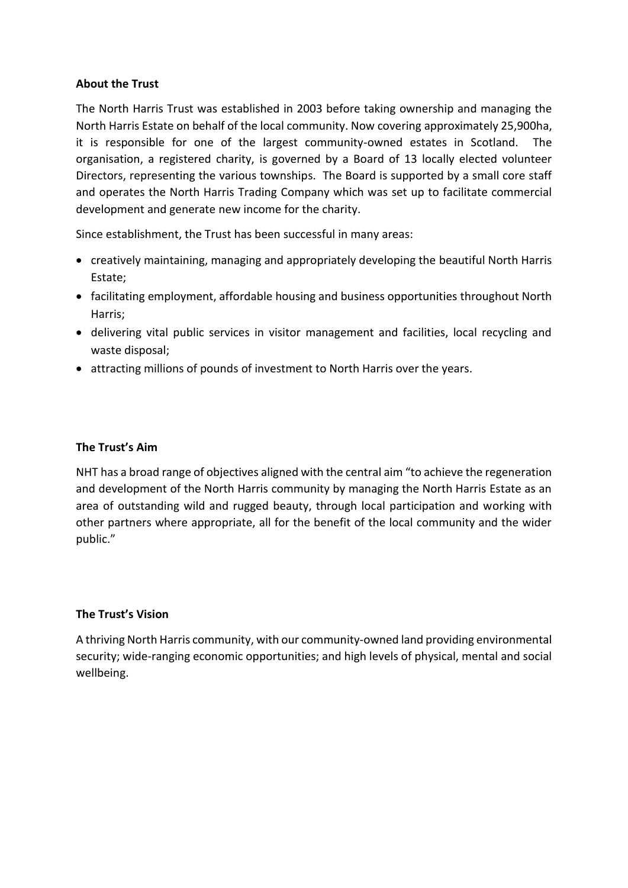**About the Trust**

The North Harris Trust was established in 2003 before taking ownership and managing the North Harris Estate on behalf of the local community. Now covering approximately 25,900ha, it is responsible for one of the largest community-owned estates in Scotland. The organisation, a registered charity, is governed by a Board of 13 locally elected volunteer Directors, representing the various townships. The Board is supported by a small core staff and operates the North Harris Trading Company which was set up to facilitate commercial development and generate new income for the charity.

Since establishment, the Trust has been successful in many areas:

- creatively maintaining, managing and appropriately developing the beautiful North Harris Estate;
- facilitating employment, affordable housing and business opportunities throughout North Harris;
- delivering vital public services in visitor management and facilities, local recycling and waste disposal;
- attracting millions of pounds of investment to North Harris over the years.

**The Trust's Aim**

NHT has a broad range of objectives aligned with the central aim "to achieve the regeneration and development of the North Harris community by managing the North Harris Estate as an area of outstanding wild and rugged beauty, through local participation and working with other partners where appropriate, all for the benefit of the local community and the wider public."

**The Trust's Vision**

A thriving North Harris community, with our community-owned land providing environmental security; wide-ranging economic opportunities; and high levels of physical, mental and social wellbeing.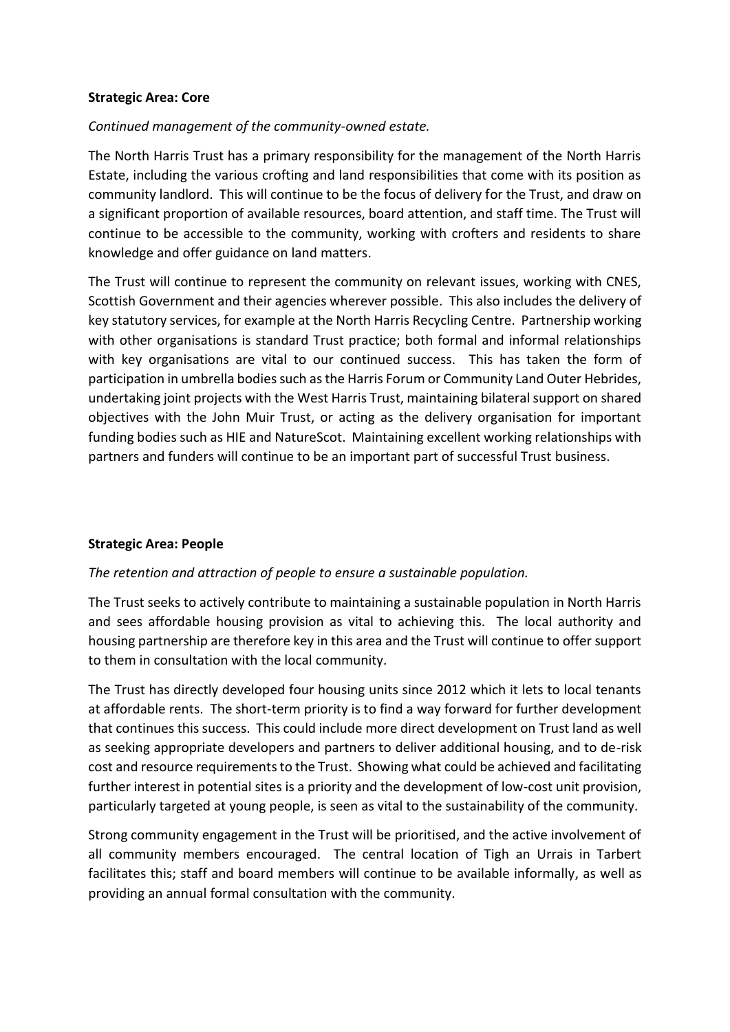**Strategic Area: Core**

*Continued management of the community-owned estate.*

The North Harris Trust has a primary responsibility for the management of the North Harris Estate, including the various crofting and land responsibilities that come with its position as community landlord. This will continue to be the focus of delivery for the Trust, and draw on a significant proportion of available resources, board attention, and staff time. The Trust will continue to be accessible to the community, working with crofters and residents to share knowledge and offer guidance on land matters.

The Trust will continue to represent the community on relevant issues, working with CNES, Scottish Government and their agencies wherever possible. This also includes the delivery of key statutory services, for example at the North Harris Recycling Centre. Partnership working with other organisations is standard Trust practice; both formal and informal relationships with key organisations are vital to our continued success. This has taken the form of participation in umbrella bodies such as the Harris Forum or Community Land Outer Hebrides, undertaking joint projects with the West Harris Trust, maintaining bilateral support on shared objectives with the John Muir Trust, or acting as the delivery organisation for important funding bodies such as HIE and NatureScot. Maintaining excellent working relationships with partners and funders will continue to be an important part of successful Trust business.

**Strategic Area: People**

*The retention and attraction of people to ensure a sustainable population.*

The Trust seeks to actively contribute to maintaining a sustainable population in North Harris and sees affordable housing provision as vital to achieving this. The local authority and housing partnership are therefore key in this area and the Trust will continue to offer support to them in consultation with the local community.

The Trust has directly developed four housing units since 2012 which it lets to local tenants at affordable rents. The short-term priority is to find a way forward for further development that continues this success. This could include more direct development on Trust land as well as seeking appropriate developers and partners to deliver additional housing, and to de-risk cost and resource requirements to the Trust. Showing what could be achieved and facilitating further interest in potential sites is a priority and the development of low-cost unit provision, particularly targeted at young people, is seen as vital to the sustainability of the community.

Strong community engagement in the Trust will be prioritised, and the active involvement of all community members encouraged. The central location of Tigh an Urrais in Tarbert facilitates this; staff and board members will continue to be available informally, as well as providing an annual formal consultation with the community.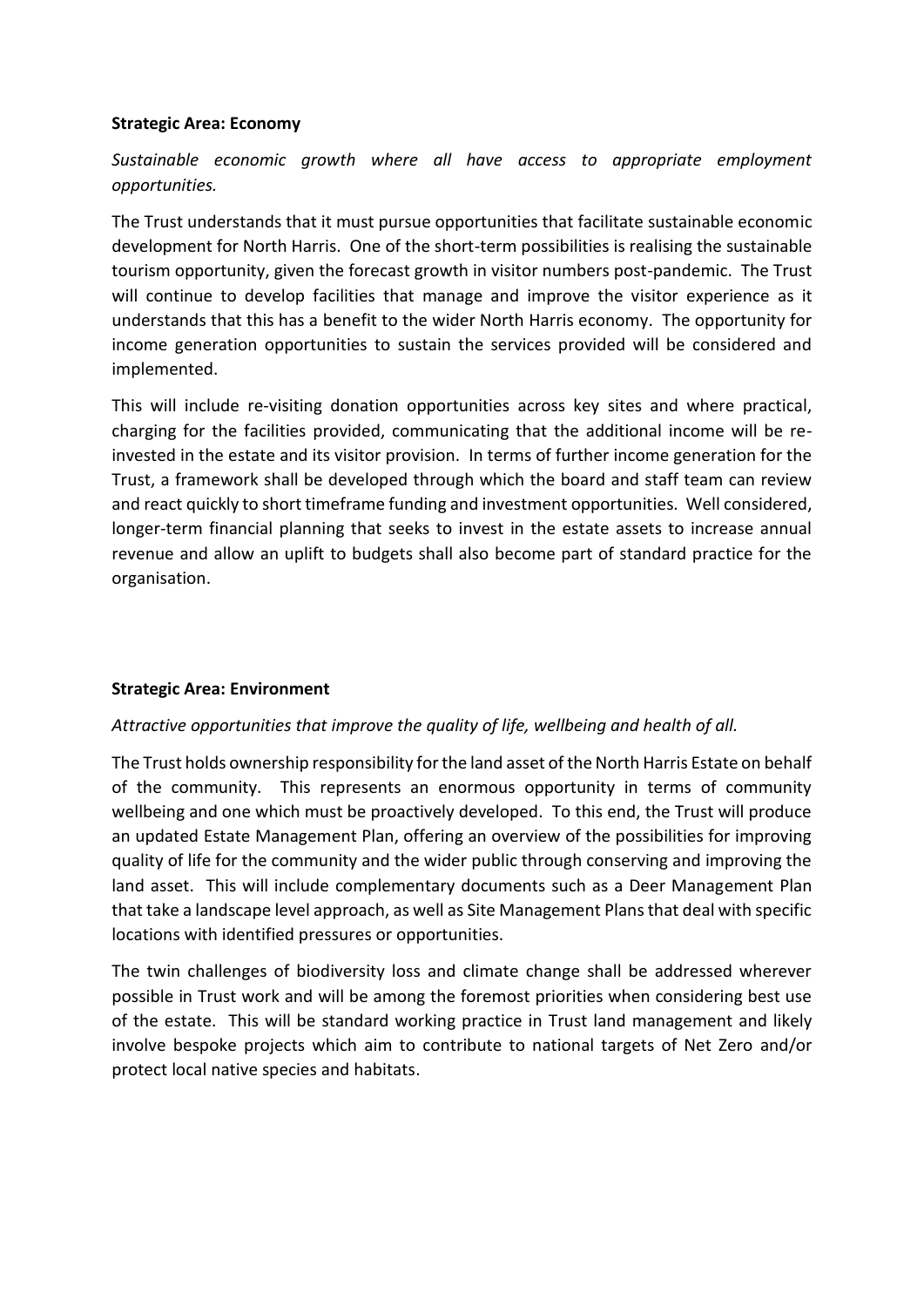**Strategic Area: Economy**

*Sustainable economic growth where all have access to appropriate employment opportunities.*

The Trust understands that it must pursue opportunities that facilitate sustainable economic development for North Harris. One of the short-term possibilities is realising the sustainable tourism opportunity, given the forecast growth in visitor numbers post-pandemic. The Trust will continue to develop facilities that manage and improve the visitor experience as it understands that this has a benefit to the wider North Harris economy. The opportunity for income generation opportunities to sustain the services provided will be considered and implemented.

This will include re-visiting donation opportunities across key sites and where practical, charging for the facilities provided, communicating that the additional income will be re-invested in the estate and its visitor provision. In terms of further income generation for the Trust, a framework shall be developed through which the board and staff team can review and react quickly to short timeframe funding and investment opportunities. Well considered, longer-term financial planning that seeks to invest in the estate assets to increase annual revenue and allow an uplift to budgets shall also become part of standard practice for the organisation.

**Strategic Area: Environment**

*Attractive opportunities that improve the quality of life, wellbeing and health of all.*

The Trust holds ownership responsibility for the land asset of the North Harris Estate on behalf of the community. This represents an enormous opportunity in terms of community wellbeing and one which must be proactively developed. To this end, the Trust will produce an updated Estate Management Plan, offering an overview of the possibilities for improving quality of life for the community and the wider public through conserving and improving the land asset. This will include complementary documents such as a Deer Management Plan that take a landscape level approach, as well as Site Management Plans that deal with specific locations with identified pressures or opportunities.

The twin challenges of biodiversity loss and climate change shall be addressed wherever possible in Trust work and will be among the foremost priorities when considering best use of the estate. This will be standard working practice in Trust land management and likely involve bespoke projects which aim to contribute to national targets of Net Zero and/or protect local native species and habitats.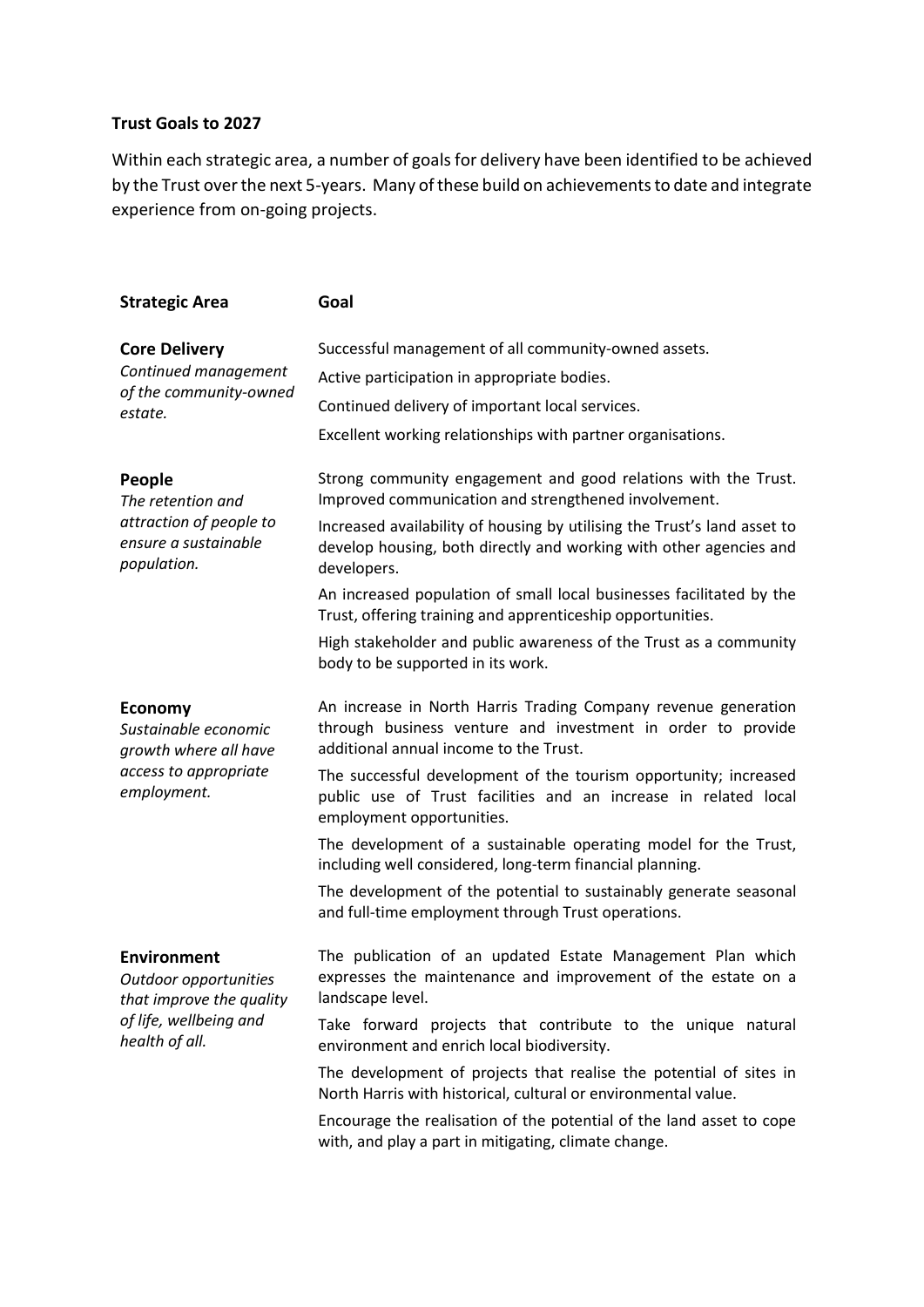**Trust Goals to 2027**

Within each strategic area, a number of goals for delivery have been identified to be achieved by the Trust over the next 5-years. Many of these build on achievements to date and integrate experience from on-going projects.

| Strategic Area | Goal |
|---|---|
| **Core Delivery**<br>*Continued management of the community-owned estate.* | Successful management of all community-owned assets.<br>Active participation in appropriate bodies.<br>Continued delivery of important local services.<br>Excellent working relationships with partner organisations. |
| **People**<br>*The retention and attraction of people to ensure a sustainable population.* | Strong community engagement and good relations with the Trust. Improved communication and strengthened involvement.<br>Increased availability of housing by utilising the Trust's land asset to develop housing, both directly and working with other agencies and developers.<br>An increased population of small local businesses facilitated by the Trust, offering training and apprenticeship opportunities.<br>High stakeholder and public awareness of the Trust as a community body to be supported in its work. |
| **Economy**<br>*Sustainable economic growth where all have access to appropriate employment.* | An increase in North Harris Trading Company revenue generation through business venture and investment in order to provide additional annual income to the Trust.<br>The successful development of the tourism opportunity; increased public use of Trust facilities and an increase in related local employment opportunities.<br>The development of a sustainable operating model for the Trust, including well considered, long-term financial planning.<br>The development of the potential to sustainably generate seasonal and full-time employment through Trust operations. |
| **Environment**<br>*Outdoor opportunities that improve the quality of life, wellbeing and health of all.* | The publication of an updated Estate Management Plan which expresses the maintenance and improvement of the estate on a landscape level.<br>Take forward projects that contribute to the unique natural environment and enrich local biodiversity.<br>The development of projects that realise the potential of sites in North Harris with historical, cultural or environmental value.<br>Encourage the realisation of the potential of the land asset to cope with, and play a part in mitigating, climate change. |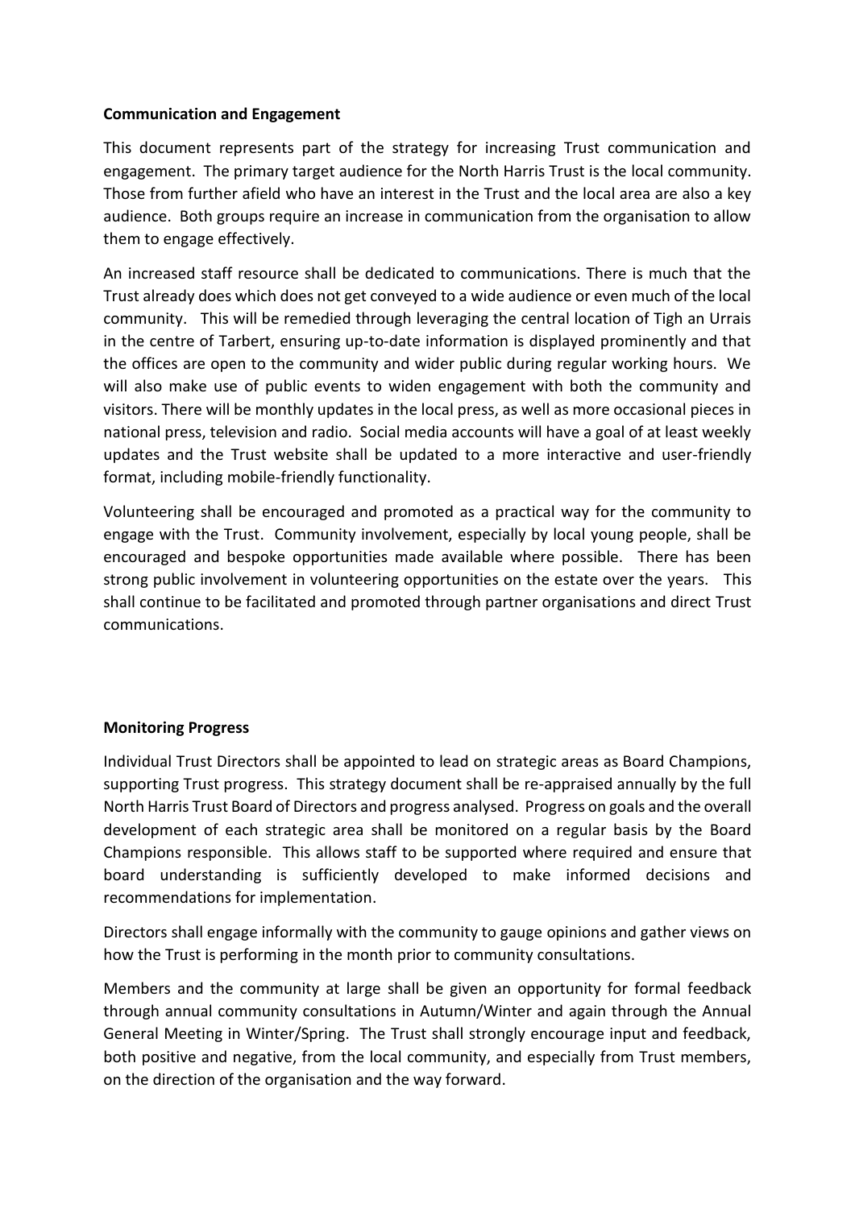**Communication and Engagement**

This document represents part of the strategy for increasing Trust communication and engagement. The primary target audience for the North Harris Trust is the local community. Those from further afield who have an interest in the Trust and the local area are also a key audience. Both groups require an increase in communication from the organisation to allow them to engage effectively.

An increased staff resource shall be dedicated to communications. There is much that the Trust already does which does not get conveyed to a wide audience or even much of the local community. This will be remedied through leveraging the central location of Tigh an Urrais in the centre of Tarbert, ensuring up-to-date information is displayed prominently and that the offices are open to the community and wider public during regular working hours. We will also make use of public events to widen engagement with both the community and visitors. There will be monthly updates in the local press, as well as more occasional pieces in national press, television and radio. Social media accounts will have a goal of at least weekly updates and the Trust website shall be updated to a more interactive and user-friendly format, including mobile-friendly functionality.

Volunteering shall be encouraged and promoted as a practical way for the community to engage with the Trust. Community involvement, especially by local young people, shall be encouraged and bespoke opportunities made available where possible. There has been strong public involvement in volunteering opportunities on the estate over the years. This shall continue to be facilitated and promoted through partner organisations and direct Trust communications.

**Monitoring Progress**

Individual Trust Directors shall be appointed to lead on strategic areas as Board Champions, supporting Trust progress. This strategy document shall be re-appraised annually by the full North Harris Trust Board of Directors and progress analysed. Progress on goals and the overall development of each strategic area shall be monitored on a regular basis by the Board Champions responsible. This allows staff to be supported where required and ensure that board understanding is sufficiently developed to make informed decisions and recommendations for implementation.

Directors shall engage informally with the community to gauge opinions and gather views on how the Trust is performing in the month prior to community consultations.

Members and the community at large shall be given an opportunity for formal feedback through annual community consultations in Autumn/Winter and again through the Annual General Meeting in Winter/Spring. The Trust shall strongly encourage input and feedback, both positive and negative, from the local community, and especially from Trust members, on the direction of the organisation and the way forward.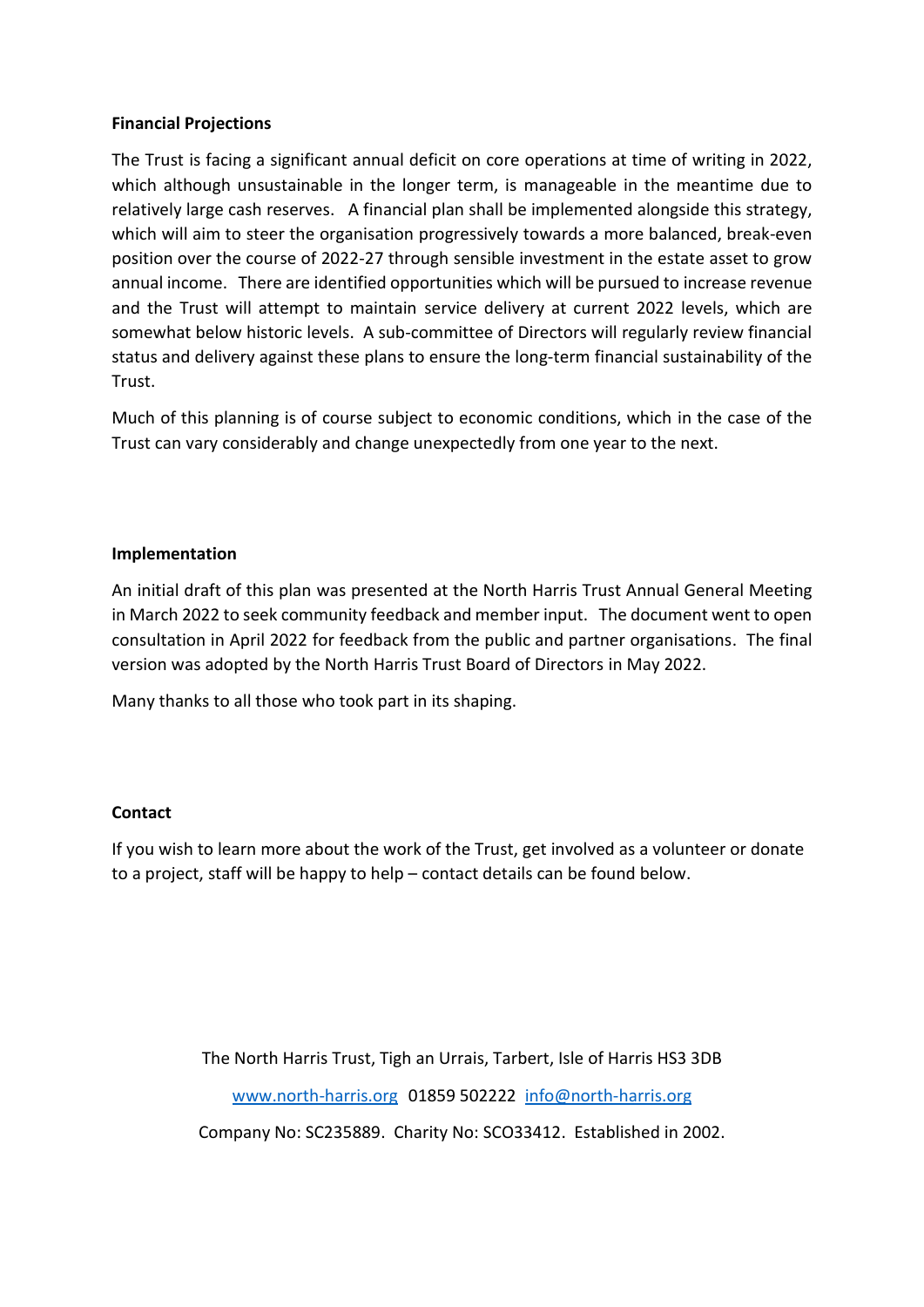**Financial Projections**

The Trust is facing a significant annual deficit on core operations at time of writing in 2022, which although unsustainable in the longer term, is manageable in the meantime due to relatively large cash reserves. A financial plan shall be implemented alongside this strategy, which will aim to steer the organisation progressively towards a more balanced, break-even position over the course of 2022-27 through sensible investment in the estate asset to grow annual income. There are identified opportunities which will be pursued to increase revenue and the Trust will attempt to maintain service delivery at current 2022 levels, which are somewhat below historic levels. A sub-committee of Directors will regularly review financial status and delivery against these plans to ensure the long-term financial sustainability of the Trust.

Much of this planning is of course subject to economic conditions, which in the case of the Trust can vary considerably and change unexpectedly from one year to the next.

**Implementation**

An initial draft of this plan was presented at the North Harris Trust Annual General Meeting in March 2022 to seek community feedback and member input. The document went to open consultation in April 2022 for feedback from the public and partner organisations. The final version was adopted by the North Harris Trust Board of Directors in May 2022.

Many thanks to all those who took part in its shaping.

**Contact**

If you wish to learn more about the work of the Trust, get involved as a volunteer or donate to a project, staff will be happy to help – contact details can be found below.

The North Harris Trust, Tigh an Urrais, Tarbert, Isle of Harris HS3 3DB

[www.north-harris.org](http://www.north-harris.org) 01859 502222 [info@north-harris.org](mailto:info@north-harris.org)

Company No: SC235889. Charity No: SCO33412. Established in 2002.